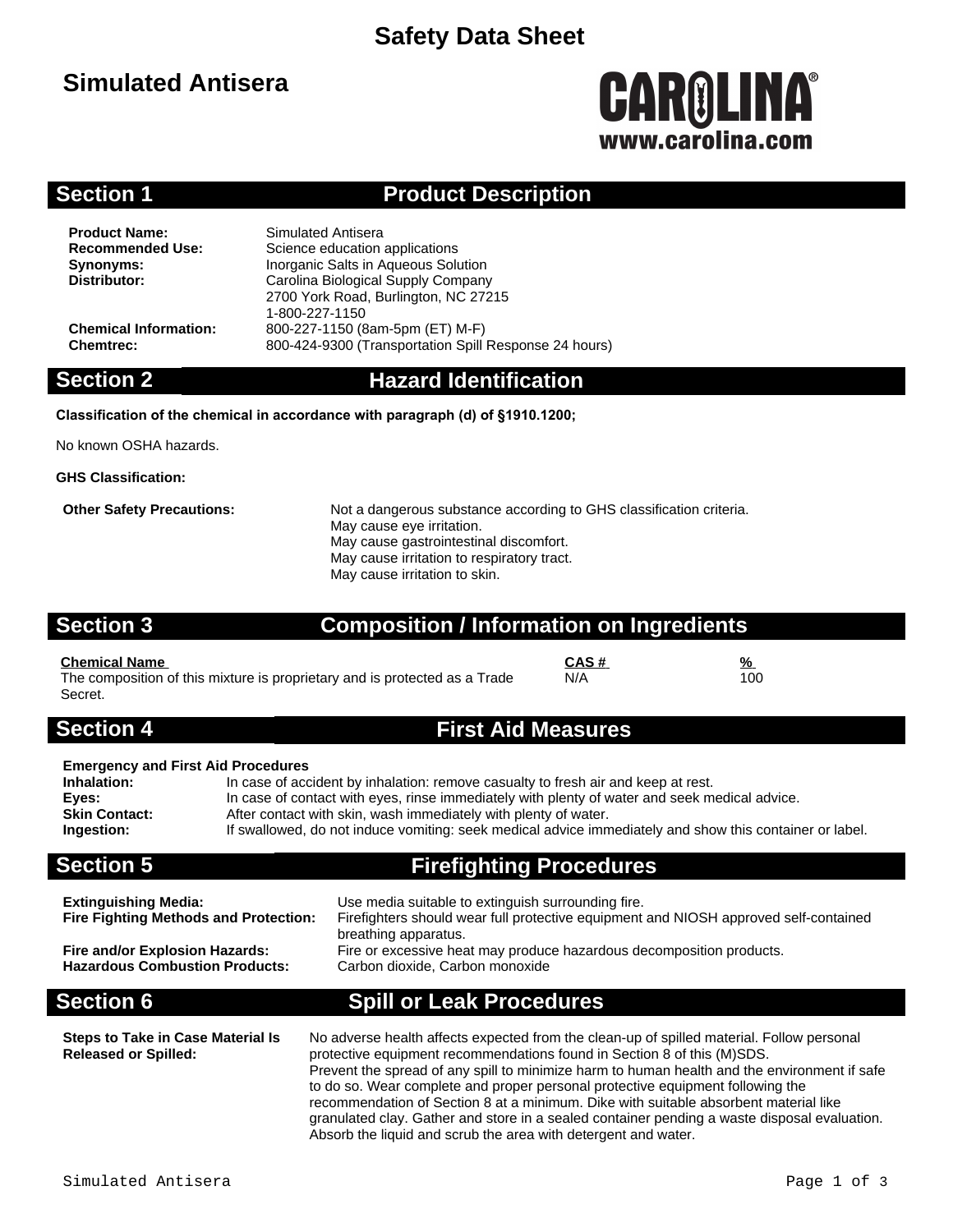# Safety Data Sheet

## Simulated Antisera

CAROLINA®
www.carolina.com

## Section 1 Product Description

**Product Name:** Simulated Antisera
**Recommended Use:** Science education applications
**Synonyms:** Inorganic Salts in Aqueous Solution
**Distributor:** Carolina Biological Supply Company
2700 York Road, Burlington, NC 27215
1-800-227-1150
**Chemical Information:** 800-227-1150 (8am-5pm (ET) M-F)
**Chemtrec:** 800-424-9300 (Transportation Spill Response 24 hours)

## Section 2 Hazard Identification

**Classification of the chemical in accordance with paragraph (d) of §1910.1200;**

No known OSHA hazards.

**GHS Classification:**

**Other Safety Precautions:** Not a dangerous substance according to GHS classification criteria.
May cause eye irritation.
May cause gastrointestinal discomfort.
May cause irritation to respiratory tract.
May cause irritation to skin.

## Section 3 Composition / Information on Ingredients

| Chemical Name | CAS # | % |
|---|---|---|
| The composition of this mixture is proprietary and is protected as a Trade Secret. | N/A | 100 |

## Section 4 First Aid Measures

**Emergency and First Aid Procedures**
**Inhalation:** In case of accident by inhalation: remove casualty to fresh air and keep at rest.
**Eyes:** In case of contact with eyes, rinse immediately with plenty of water and seek medical advice.
**Skin Contact:** After contact with skin, wash immediately with plenty of water.
**Ingestion:** If swallowed, do not induce vomiting: seek medical advice immediately and show this container or label.

## Section 5 Firefighting Procedures

**Extinguishing Media:** Use media suitable to extinguish surrounding fire.
**Fire Fighting Methods and Protection:** Firefighters should wear full protective equipment and NIOSH approved self-contained breathing apparatus.
**Fire and/or Explosion Hazards:** Fire or excessive heat may produce hazardous decomposition products.
**Hazardous Combustion Products:** Carbon dioxide, Carbon monoxide

## Section 6 Spill or Leak Procedures

**Steps to Take in Case Material Is Released or Spilled:** No adverse health affects expected from the clean-up of spilled material. Follow personal protective equipment recommendations found in Section 8 of this (M)SDS.
Prevent the spread of any spill to minimize harm to human health and the environment if safe to do so. Wear complete and proper personal protective equipment following the recommendation of Section 8 at a minimum. Dike with suitable absorbent material like granulated clay. Gather and store in a sealed container pending a waste disposal evaluation. Absorb the liquid and scrub the area with detergent and water.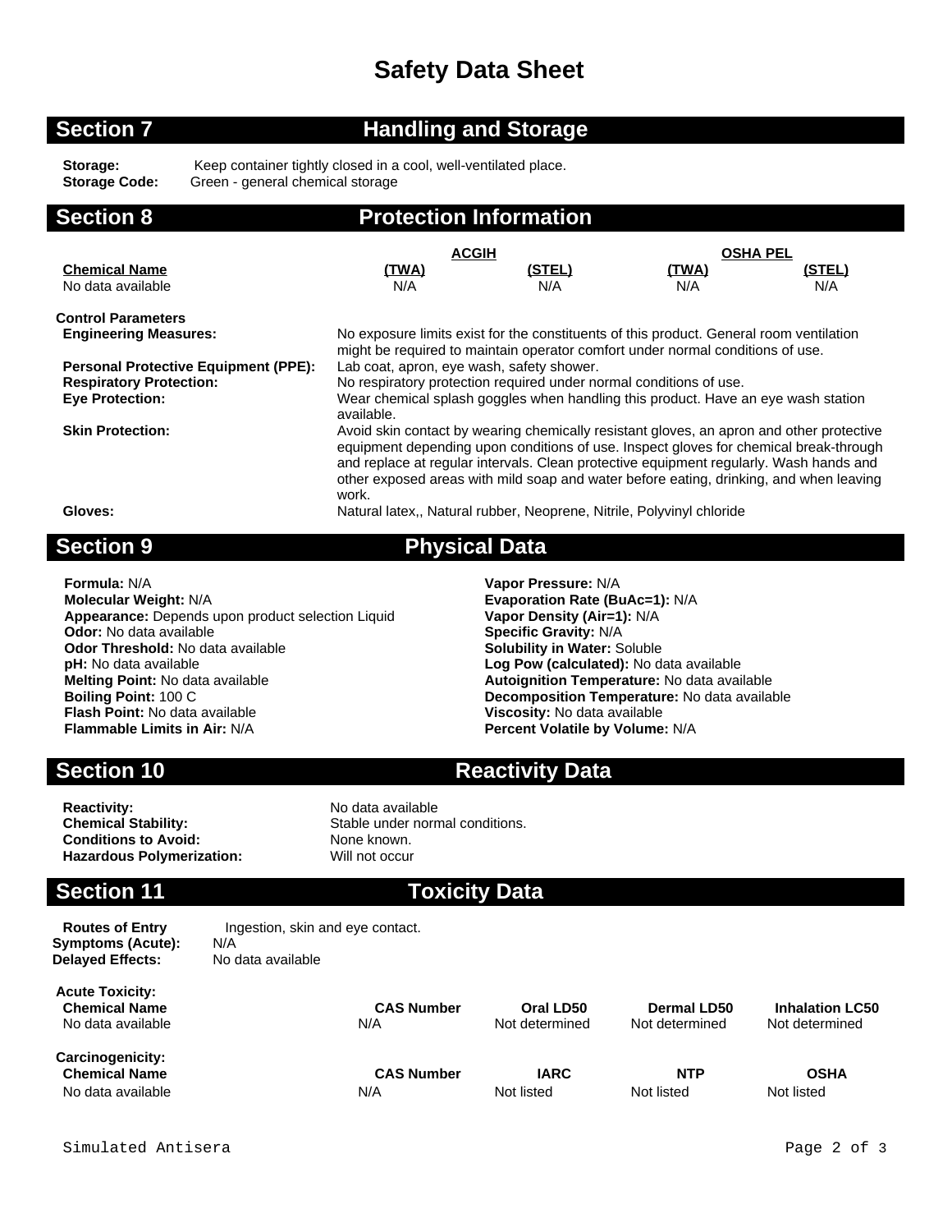# Safety Data Sheet

## Section 7 Handling and Storage

**Storage:** Keep container tightly closed in a cool, well-ventilated place.
**Storage Code:** Green - general chemical storage

## Section 8 Protection Information

| | ACGIH | | OSHA PEL | |
|---|---|---|---|---|
| **Chemical Name** | **(TWA)** | **(STEL)** | **(TWA)** | **(STEL)** |
| No data available | N/A | N/A | N/A | N/A |

**Control Parameters**

**Engineering Measures:** No exposure limits exist for the constituents of this product. General room ventilation might be required to maintain operator comfort under normal conditions of use.

**Personal Protective Equipment (PPE):** Lab coat, apron, eye wash, safety shower.

**Respiratory Protection:** No respiratory protection required under normal conditions of use.

**Eye Protection:** Wear chemical splash goggles when handling this product. Have an eye wash station available.

**Skin Protection:** Avoid skin contact by wearing chemically resistant gloves, an apron and other protective equipment depending upon conditions of use. Inspect gloves for chemical break-through and replace at regular intervals. Clean protective equipment regularly. Wash hands and other exposed areas with mild soap and water before eating, drinking, and when leaving work.

**Gloves:** Natural latex,, Natural rubber, Neoprene, Nitrile, Polyvinyl chloride

## Section 9 Physical Data

**Formula:** N/A
**Molecular Weight:** N/A
**Appearance:** Depends upon product selection Liquid
**Odor:** No data available
**Odor Threshold:** No data available
**pH:** No data available
**Melting Point:** No data available
**Boiling Point:** 100 C
**Flash Point:** No data available
**Flammable Limits in Air:** N/A

**Vapor Pressure:** N/A
**Evaporation Rate (BuAc=1):** N/A
**Vapor Density (Air=1):** N/A
**Specific Gravity:** N/A
**Solubility in Water:** Soluble
**Log Pow (calculated):** No data available
**Autoignition Temperature:** No data available
**Decomposition Temperature:** No data available
**Viscosity:** No data available
**Percent Volatile by Volume:** N/A

## Section 10 Reactivity Data

**Reactivity:** No data available
**Chemical Stability:** Stable under normal conditions.
**Conditions to Avoid:** None known.
**Hazardous Polymerization:** Will not occur

## Section 11 Toxicity Data

**Routes of Entry** Ingestion, skin and eye contact.
**Symptoms (Acute):** N/A
**Delayed Effects:** No data available

**Acute Toxicity:**

| Chemical Name | CAS Number | Oral LD50 | Dermal LD50 | Inhalation LC50 |
|---|---|---|---|---|
| No data available | N/A | Not determined | Not determined | Not determined |

**Carcinogenicity:**

| Chemical Name | CAS Number | IARC | NTP | OSHA |
|---|---|---|---|---|
| No data available | N/A | Not listed | Not listed | Not listed |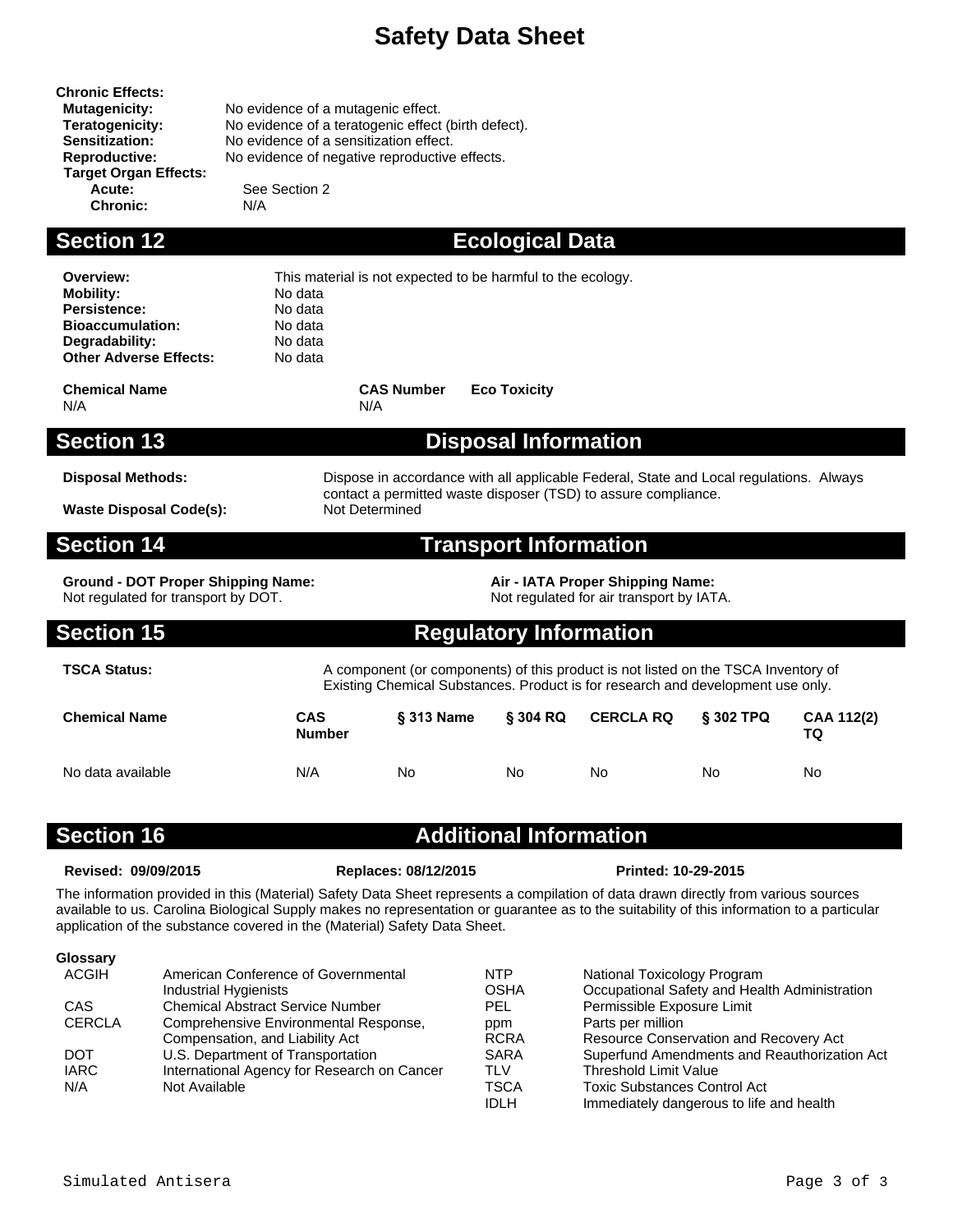# Safety Data Sheet

**Chronic Effects:**

**Mutagenicity:** No evidence of a mutagenic effect.
**Teratogenicity:** No evidence of a teratogenic effect (birth defect).
**Sensitization:** No evidence of a sensitization effect.
**Reproductive:** No evidence of negative reproductive effects.
**Target Organ Effects:**
**Acute:** See Section 2
**Chronic:** N/A

## Section 12 Ecological Data

**Overview:** This material is not expected to be harmful to the ecology.
**Mobility:** No data
**Persistence:** No data
**Bioaccumulation:** No data
**Degradability:** No data
**Other Adverse Effects:** No data

| Chemical Name | CAS Number | Eco Toxicity |
|---|---|---|
| N/A | N/A | |

## Section 13 Disposal Information

**Disposal Methods:** Dispose in accordance with all applicable Federal, State and Local regulations. Always contact a permitted waste disposer (TSD) to assure compliance.

**Waste Disposal Code(s):** Not Determined

## Section 14 Transport Information

**Ground - DOT Proper Shipping Name:**
Not regulated for transport by DOT.

**Air - IATA Proper Shipping Name:**
Not regulated for air transport by IATA.

## Section 15 Regulatory Information

**TSCA Status:** A component (or components) of this product is not listed on the TSCA Inventory of Existing Chemical Substances. Product is for research and development use only.

| Chemical Name | CAS Number | § 313 Name | § 304 RQ | CERCLA RQ | § 302 TPQ | CAA 112(2) TQ |
|---|---|---|---|---|---|---|
| No data available | N/A | No | No | No | No | No |

## Section 16 Additional Information

**Revised: 09/09/2015** **Replaces: 08/12/2015** **Printed: 10-29-2015**

The information provided in this (Material) Safety Data Sheet represents a compilation of data drawn directly from various sources available to us. Carolina Biological Supply makes no representation or guarantee as to the suitability of this information to a particular application of the substance covered in the (Material) Safety Data Sheet.

**Glossary**

| | | | |
|---|---|---|---|
| ACGIH | American Conference of Governmental Industrial Hygienists | NTP | National Toxicology Program |
| | | OSHA | Occupational Safety and Health Administration |
| CAS | Chemical Abstract Service Number | PEL | Permissible Exposure Limit |
| CERCLA | Comprehensive Environmental Response, Compensation, and Liability Act | ppm | Parts per million |
| | | RCRA | Resource Conservation and Recovery Act |
| DOT | U.S. Department of Transportation | SARA | Superfund Amendments and Reauthorization Act |
| IARC | International Agency for Research on Cancer | TLV | Threshold Limit Value |
| N/A | Not Available | TSCA | Toxic Substances Control Act |
| | | IDLH | Immediately dangerous to life and health |

Simulated Antisera